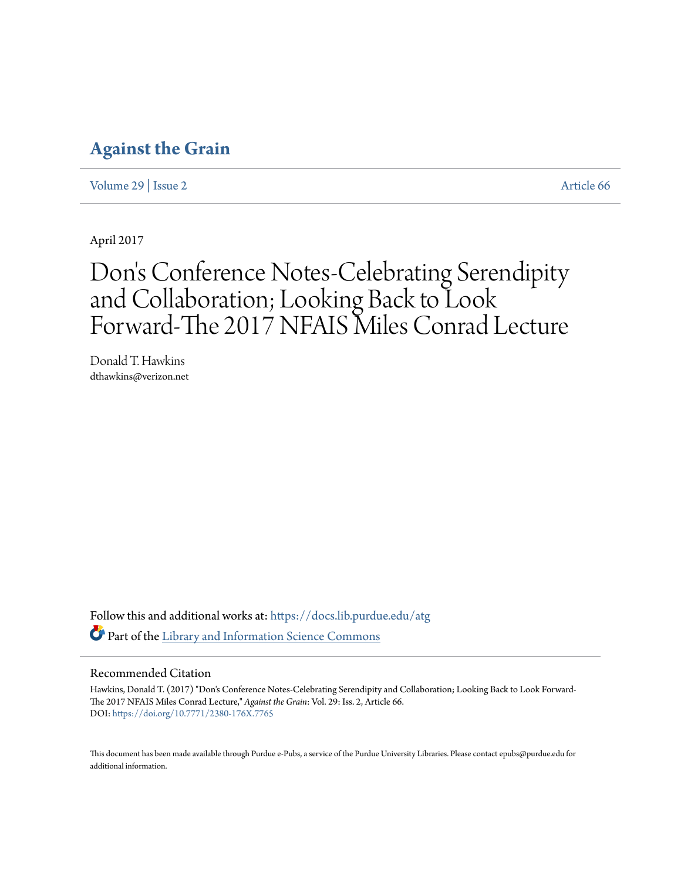# Against the Grain

Volume 29 | Issue 2 Article 66

April 2017

# Don's Conference Notes-Celebrating Serendipity and Collaboration; Looking Back to Look Forward-The 2017 NFAIS Miles Conrad Lecture

Donald T. Hawkins
dthawkins@verizon.net

Follow this and additional works at: https://docs.lib.purdue.edu/atg

Part of the Library and Information Science Commons

## Recommended Citation

Hawkins, Donald T. (2017) "Don's Conference Notes-Celebrating Serendipity and Collaboration; Looking Back to Look Forward-The 2017 NFAIS Miles Conrad Lecture," *Against the Grain*: Vol. 29: Iss. 2, Article 66.
DOI: https://doi.org/10.7771/2380-176X.7765

This document has been made available through Purdue e-Pubs, a service of the Purdue University Libraries. Please contact epubs@purdue.edu for additional information.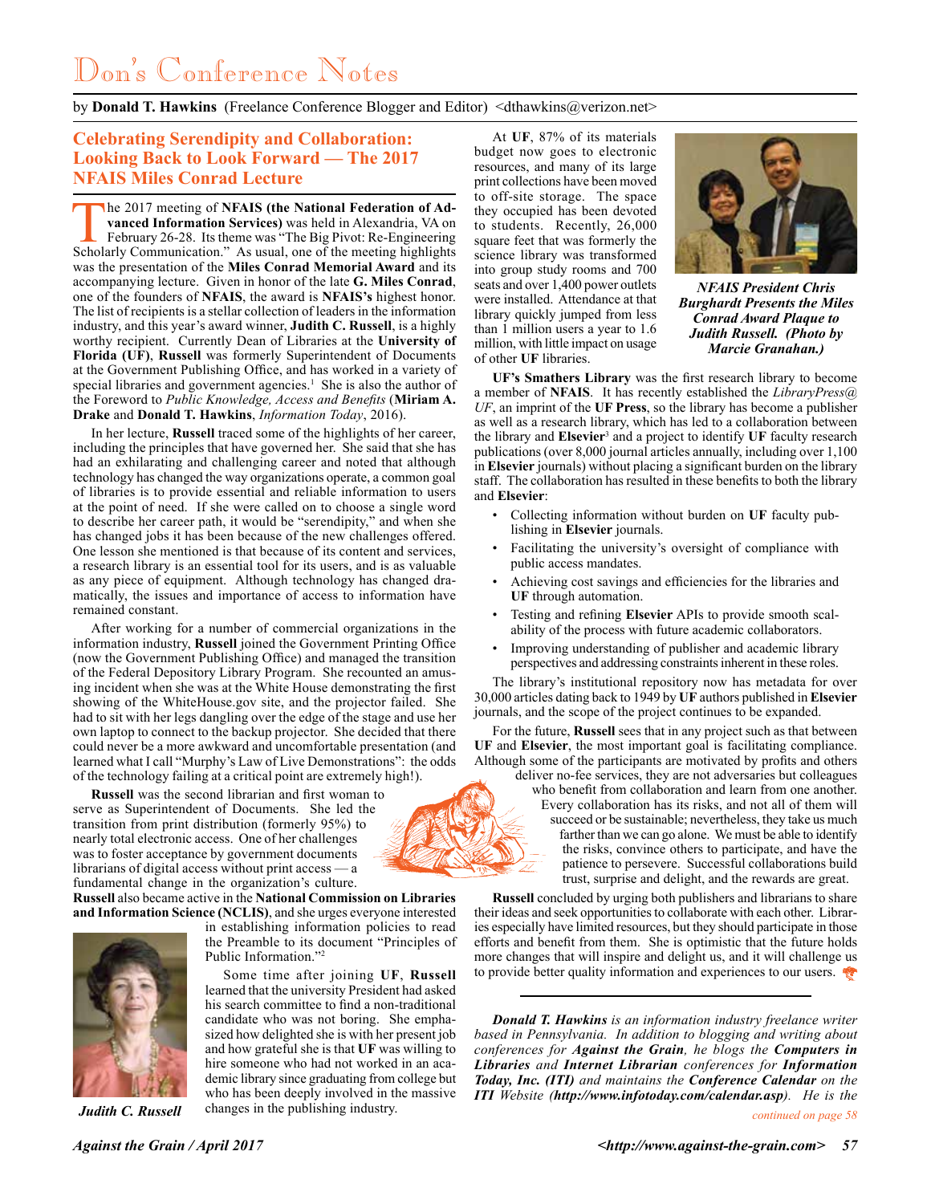# Don's Conference Notes

by **Donald T. Hawkins** (Freelance Conference Blogger and Editor) <dthawkins@verizon.net>

## Celebrating Serendipity and Collaboration: Looking Back to Look Forward — The 2017 NFAIS Miles Conrad Lecture

The 2017 meeting of **NFAIS (the National Federation of Advanced Information Services)** was held in Alexandria, VA on February 26-28. Its theme was "The Big Pivot: Re-Engineering Scholarly Communication." As usual, one of the meeting highlights was the presentation of the **Miles Conrad Memorial Award** and its accompanying lecture. Given in honor of the late **G. Miles Conrad**, one of the founders of **NFAIS**, the award is **NFAIS's** highest honor. The list of recipients is a stellar collection of leaders in the information industry, and this year's award winner, **Judith C. Russell**, is a highly worthy recipient. Currently Dean of Libraries at the **University of Florida (UF)**, **Russell** was formerly Superintendent of Documents at the Government Publishing Office, and has worked in a variety of special libraries and government agencies.[1] She is also the author of the Foreword to *Public Knowledge, Access and Benefits* (**Miriam A. Drake** and **Donald T. Hawkins**, *Information Today*, 2016).

In her lecture, **Russell** traced some of the highlights of her career, including the principles that have governed her. She said that she has had an exhilarating and challenging career and noted that although technology has changed the way organizations operate, a common goal of libraries is to provide essential and reliable information to users at the point of need. If she were called on to choose a single word to describe her career path, it would be "serendipity," and when she has changed jobs it has been because of the new challenges offered. One lesson she mentioned is that because of its content and services, a research library is an essential tool for its users, and is as valuable as any piece of equipment. Although technology has changed dramatically, the issues and importance of access to information have remained constant.

After working for a number of commercial organizations in the information industry, **Russell** joined the Government Printing Office (now the Government Publishing Office) and managed the transition of the Federal Depository Library Program. She recounted an amusing incident when she was at the White House demonstrating the first showing of the WhiteHouse.gov site, and the projector failed. She had to sit with her legs dangling over the edge of the stage and use her own laptop to connect to the backup projector. She decided that there could never be a more awkward and uncomfortable presentation (and learned what I call "Murphy's Law of Live Demonstrations": the odds of the technology failing at a critical point are extremely high!).

**Russell** was the second librarian and first woman to serve as Superintendent of Documents. She led the transition from print distribution (formerly 95%) to nearly total electronic access. One of her challenges was to foster acceptance by government documents librarians of digital access without print access — a fundamental change in the organization's culture. **Russell** also became active in the **National Commission on Libraries and Information Science (NCLIS)**, and she urges everyone interested in establishing information policies to read the Preamble to its document "Principles of Public Information."[2]

*Judith C. Russell*

Some time after joining **UF**, **Russell** learned that the university President had asked his search committee to find a non-traditional candidate who was not boring. She emphasized how delighted she is with her present job and how grateful she is that **UF** was willing to hire someone who had not worked in an academic library since graduating from college but who has been deeply involved in the massive changes in the publishing industry.

At **UF**, 87% of its materials budget now goes to electronic resources, and many of its large print collections have been moved to off-site storage. The space they occupied has been devoted to students. Recently, 26,000 square feet that was formerly the science library was transformed into group study rooms and 700 seats and over 1,400 power outlets were installed. Attendance at that library quickly jumped from less than 1 million users a year to 1.6 million, with little impact on usage of other **UF** libraries.

***NFAIS President Chris Burghardt Presents the Miles Conrad Award Plaque to Judith Russell. (Photo by Marcie Granahan.)***

**UF's Smathers Library** was the first research library to become a member of **NFAIS**. It has recently established the *LibraryPress@UF*, an imprint of the **UF Press**, so the library has become a publisher as well as a research library, which has led to a collaboration between the library and **Elsevier**[3] and a project to identify **UF** faculty research publications (over 8,000 journal articles annually, including over 1,100 in **Elsevier** journals) without placing a significant burden on the library staff. The collaboration has resulted in these benefits to both the library and **Elsevier**:

- Collecting information without burden on **UF** faculty publishing in **Elsevier** journals.
- Facilitating the university's oversight of compliance with public access mandates.
- Achieving cost savings and efficiencies for the libraries and **UF** through automation.
- Testing and refining **Elsevier** APIs to provide smooth scalability of the process with future academic collaborators.
- Improving understanding of publisher and academic library perspectives and addressing constraints inherent in these roles.

The library's institutional repository now has metadata for over 30,000 articles dating back to 1949 by **UF** authors published in **Elsevier** journals, and the scope of the project continues to be expanded.

For the future, **Russell** sees that in any project such as that between **UF** and **Elsevier**, the most important goal is facilitating compliance. Although some of the participants are motivated by profits and others deliver no-fee services, they are not adversaries but colleagues who benefit from collaboration and learn from one another. Every collaboration has its risks, and not all of them will succeed or be sustainable; nevertheless, they take us much farther than we can go alone. We must be able to identify the risks, convince others to participate, and have the patience to persevere. Successful collaborations build trust, surprise and delight, and the rewards are great.

**Russell** concluded by urging both publishers and librarians to share their ideas and seek opportunities to collaborate with each other. Libraries especially have limited resources, but they should participate in those efforts and benefit from them. She is optimistic that the future holds more changes that will inspire and delight us, and it will challenge us to provide better quality information and experiences to our users.

---

***Donald T. Hawkins** is an information industry freelance writer based in Pennsylvania. In addition to blogging and writing about conferences for **Against the Grain**, he blogs the **Computers in Libraries** and **Internet Librarian** conferences for **Information Today, Inc. (ITI)** and maintains the **Conference Calendar** on the **ITI** Website (**http://www.infotoday.com/calendar.asp**). He is the*

*continued on page 58*